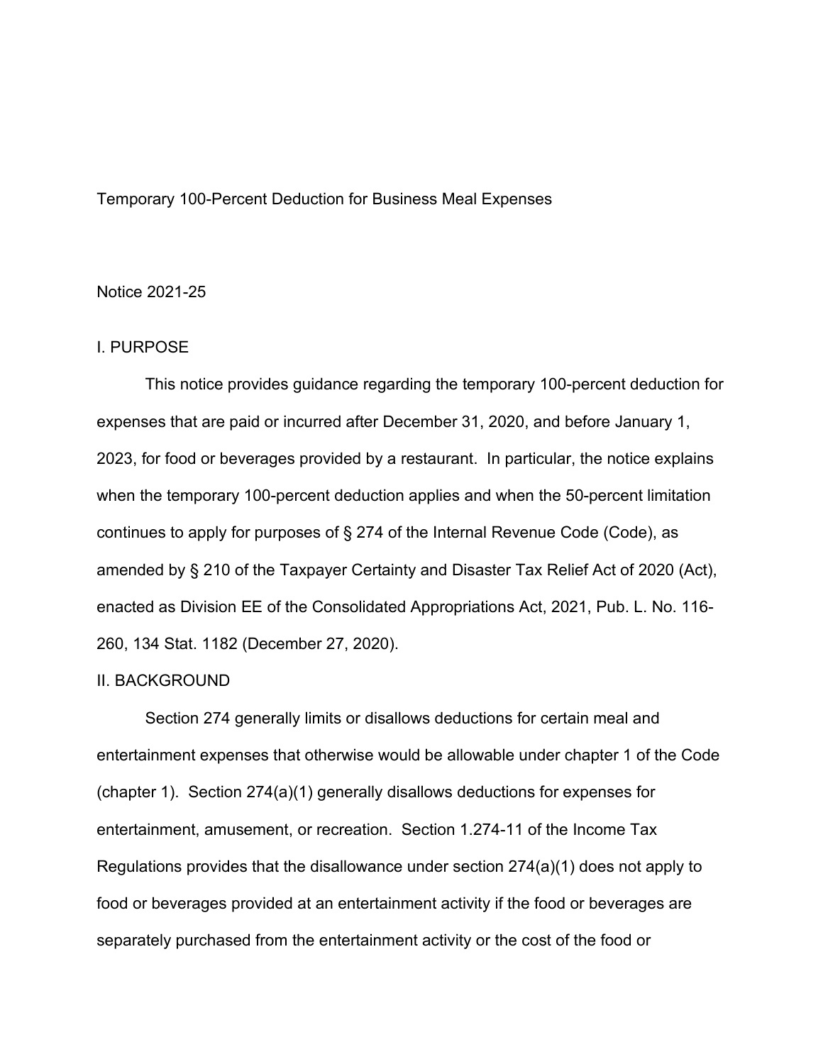# Temporary 100-Percent Deduction for Business Meal Expenses

Notice 2021-25

## I. PURPOSE

This notice provides guidance regarding the temporary 100-percent deduction for expenses that are paid or incurred after December 31, 2020, and before January 1, 2023, for food or beverages provided by a restaurant. In particular, the notice explains when the temporary 100-percent deduction applies and when the 50-percent limitation continues to apply for purposes of § 274 of the Internal Revenue Code (Code), as amended by § 210 of the Taxpayer Certainty and Disaster Tax Relief Act of 2020 (Act), enacted as Division EE of the Consolidated Appropriations Act, 2021, Pub. L. No. 116-260, 134 Stat. 1182 (December 27, 2020).

## II. BACKGROUND

Section 274 generally limits or disallows deductions for certain meal and entertainment expenses that otherwise would be allowable under chapter 1 of the Code (chapter 1). Section 274(a)(1) generally disallows deductions for expenses for entertainment, amusement, or recreation. Section 1.274-11 of the Income Tax Regulations provides that the disallowance under section 274(a)(1) does not apply to food or beverages provided at an entertainment activity if the food or beverages are separately purchased from the entertainment activity or the cost of the food or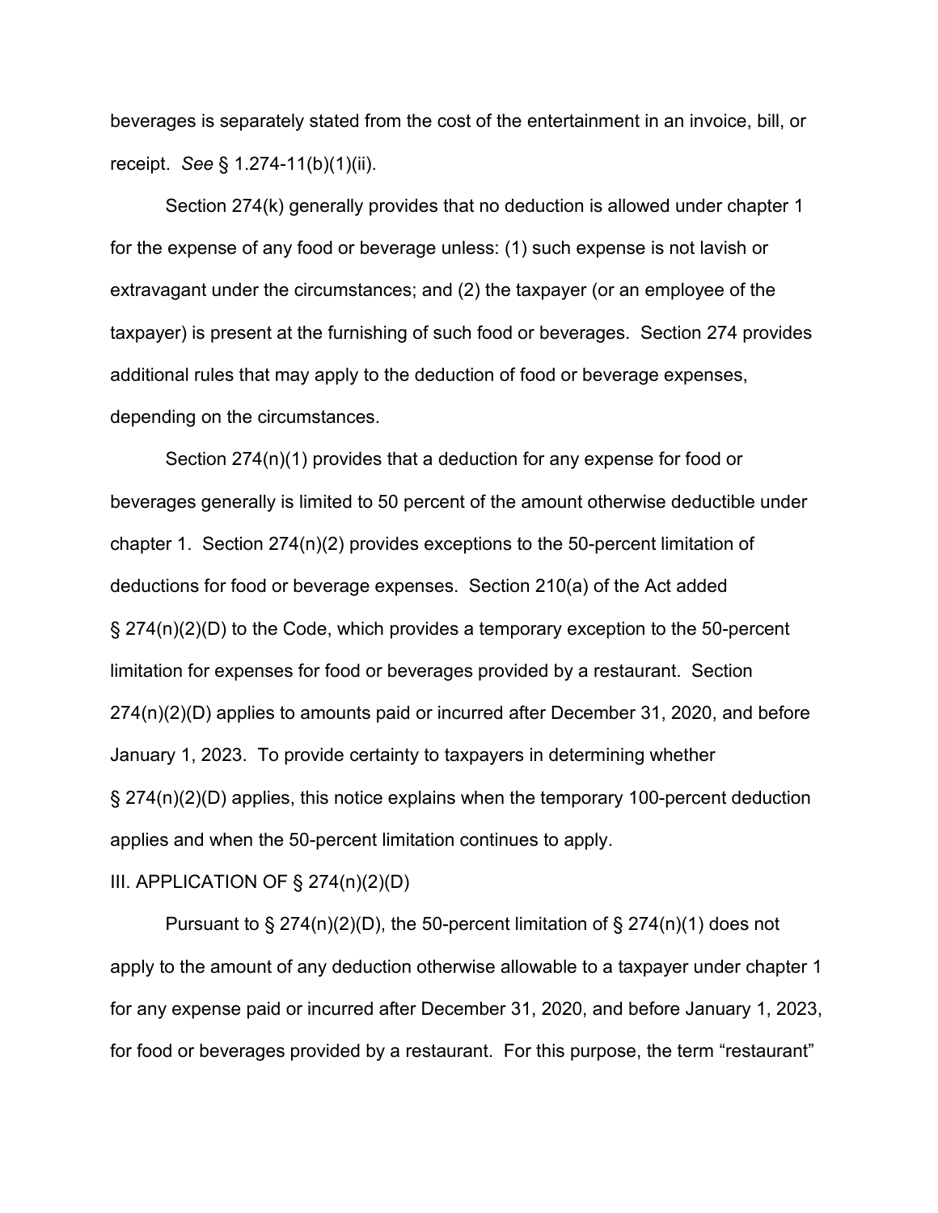beverages is separately stated from the cost of the entertainment in an invoice, bill, or receipt. *See* § 1.274-11(b)(1)(ii).

Section 274(k) generally provides that no deduction is allowed under chapter 1 for the expense of any food or beverage unless: (1) such expense is not lavish or extravagant under the circumstances; and (2) the taxpayer (or an employee of the taxpayer) is present at the furnishing of such food or beverages. Section 274 provides additional rules that may apply to the deduction of food or beverage expenses, depending on the circumstances.

Section 274(n)(1) provides that a deduction for any expense for food or beverages generally is limited to 50 percent of the amount otherwise deductible under chapter 1. Section 274(n)(2) provides exceptions to the 50-percent limitation of deductions for food or beverage expenses. Section 210(a) of the Act added § 274(n)(2)(D) to the Code, which provides a temporary exception to the 50-percent limitation for expenses for food or beverages provided by a restaurant. Section 274(n)(2)(D) applies to amounts paid or incurred after December 31, 2020, and before January 1, 2023. To provide certainty to taxpayers in determining whether § 274(n)(2)(D) applies, this notice explains when the temporary 100-percent deduction applies and when the 50-percent limitation continues to apply.

## III. APPLICATION OF § 274(n)(2)(D)

Pursuant to § 274(n)(2)(D), the 50-percent limitation of § 274(n)(1) does not apply to the amount of any deduction otherwise allowable to a taxpayer under chapter 1 for any expense paid or incurred after December 31, 2020, and before January 1, 2023, for food or beverages provided by a restaurant. For this purpose, the term "restaurant"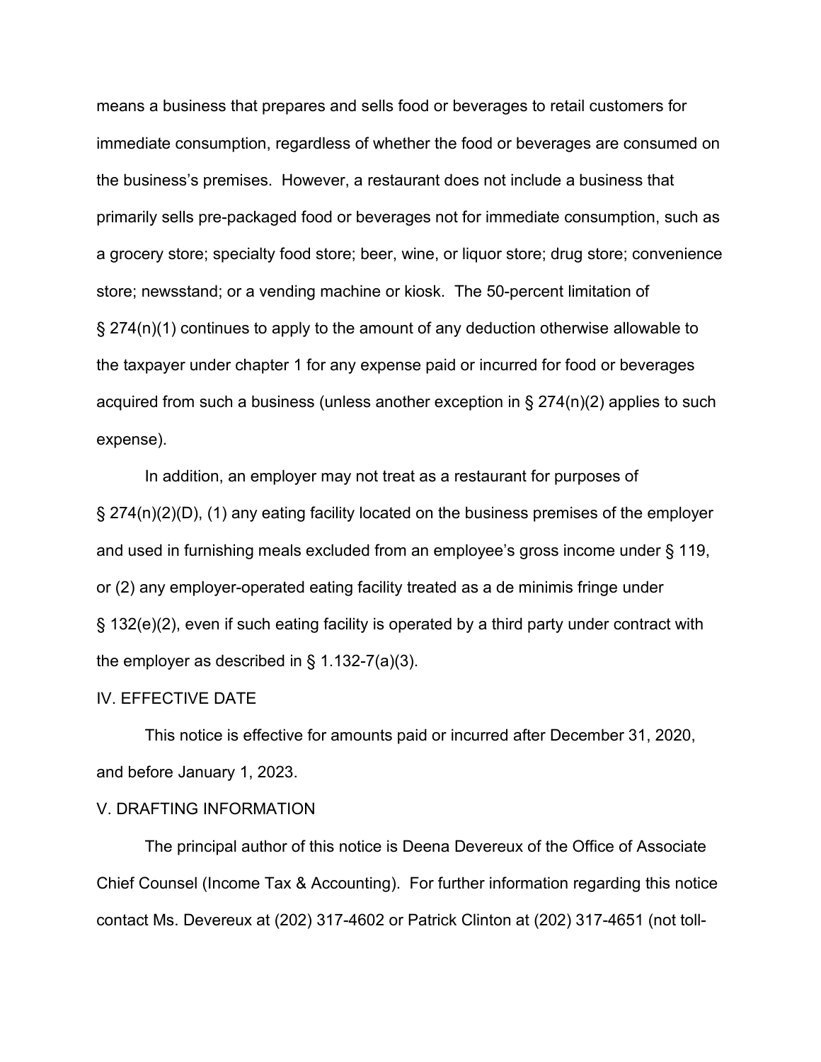means a business that prepares and sells food or beverages to retail customers for immediate consumption, regardless of whether the food or beverages are consumed on the business's premises. However, a restaurant does not include a business that primarily sells pre-packaged food or beverages not for immediate consumption, such as a grocery store; specialty food store; beer, wine, or liquor store; drug store; convenience store; newsstand; or a vending machine or kiosk. The 50-percent limitation of § 274(n)(1) continues to apply to the amount of any deduction otherwise allowable to the taxpayer under chapter 1 for any expense paid or incurred for food or beverages acquired from such a business (unless another exception in § 274(n)(2) applies to such expense).

In addition, an employer may not treat as a restaurant for purposes of § 274(n)(2)(D), (1) any eating facility located on the business premises of the employer and used in furnishing meals excluded from an employee's gross income under § 119, or (2) any employer-operated eating facility treated as a de minimis fringe under § 132(e)(2), even if such eating facility is operated by a third party under contract with the employer as described in § 1.132-7(a)(3).

## IV. EFFECTIVE DATE

This notice is effective for amounts paid or incurred after December 31, 2020, and before January 1, 2023.

## V. DRAFTING INFORMATION

The principal author of this notice is Deena Devereux of the Office of Associate Chief Counsel (Income Tax & Accounting). For further information regarding this notice contact Ms. Devereux at (202) 317-4602 or Patrick Clinton at (202) 317-4651 (not toll-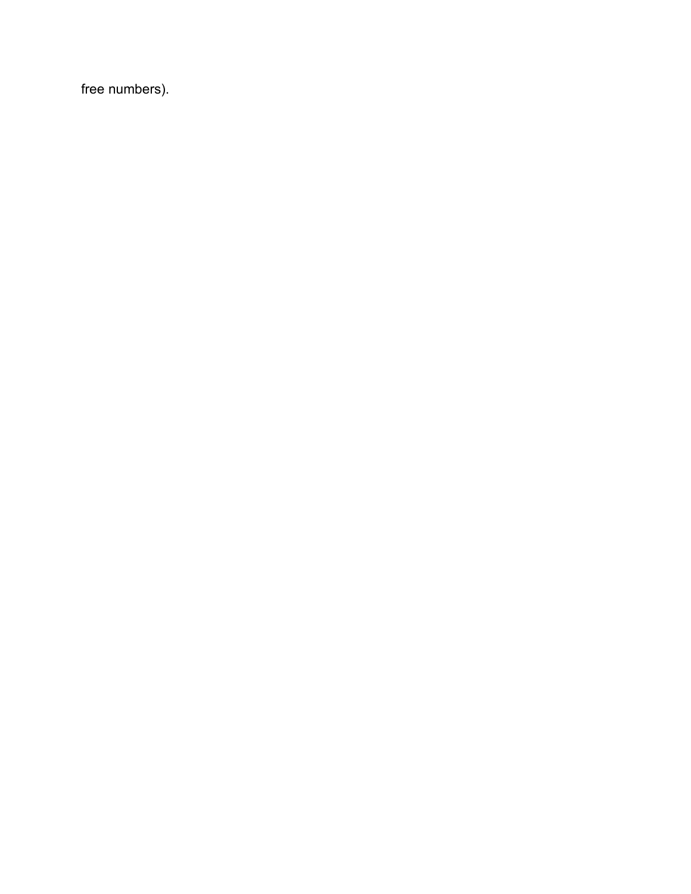free numbers).